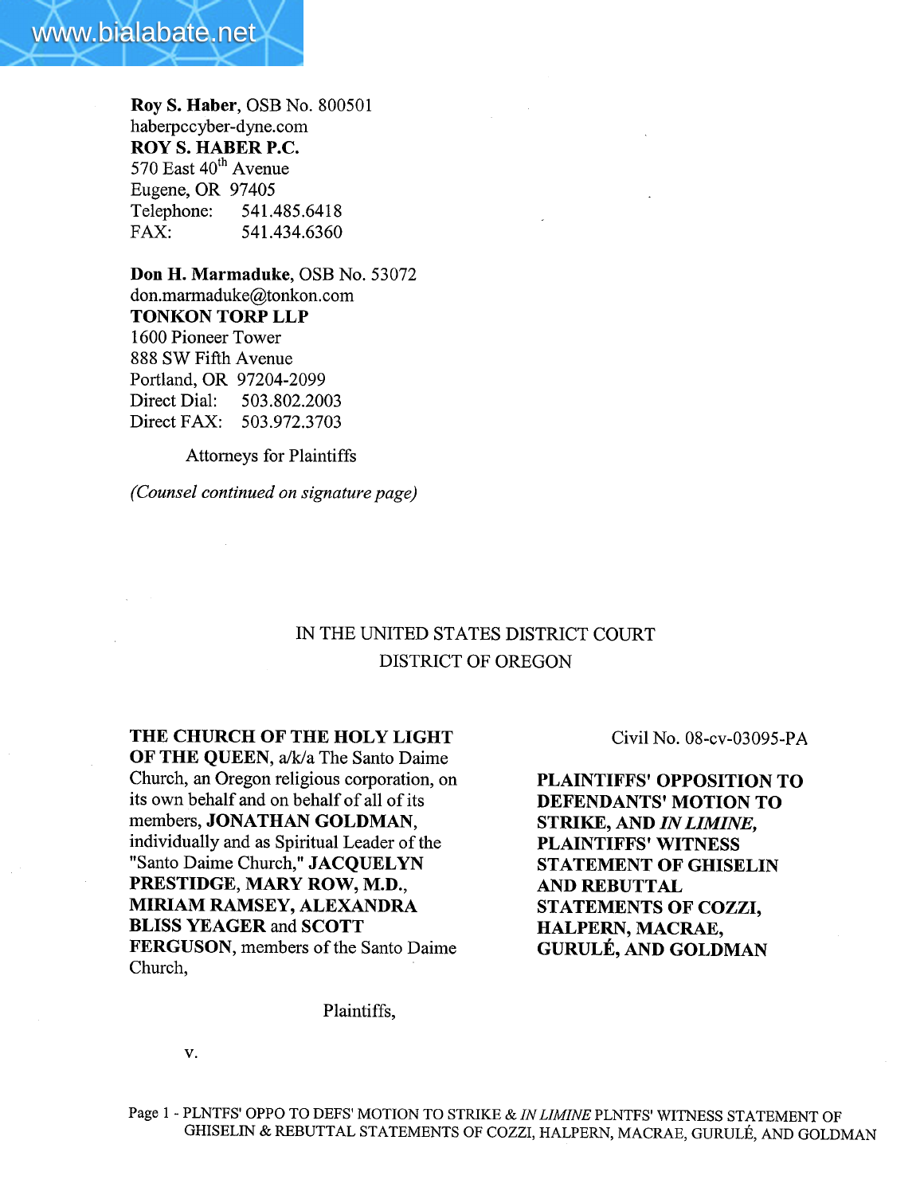**Roy S. Haber**, OSB No. 800501
haberpccyber-dyne.com
**ROY S. HABER P.C.**
570 East 40th Avenue
Eugene, OR 97405
Telephone: 541.485.6418
FAX: 541.434.6360

**Don H. Marmaduke**, OSB No. 53072
don.marmaduke@tonkon.com
**TONKON TORP LLP**
1600 Pioneer Tower
888 SW Fifth Avenue
Portland, OR 97204-2099
Direct Dial: 503.802.2003
Direct FAX: 503.972.3703

Attorneys for Plaintiffs

*(Counsel continued on signature page)*

IN THE UNITED STATES DISTRICT COURT
DISTRICT OF OREGON

**THE CHURCH OF THE HOLY LIGHT OF THE QUEEN**, a/k/a The Santo Daime Church, an Oregon religious corporation, on its own behalf and on behalf of all of its members, **JONATHAN GOLDMAN**, individually and as Spiritual Leader of the "Santo Daime Church," **JACQUELYN PRESTIDGE, MARY ROW, M.D., MIRIAM RAMSEY, ALEXANDRA BLISS YEAGER** and **SCOTT FERGUSON**, members of the Santo Daime Church,

Plaintiffs,

v.

Civil No. 08-cv-03095-PA

**PLAINTIFFS' OPPOSITION TO DEFENDANTS' MOTION TO STRIKE, AND *IN LIMINE*, PLAINTIFFS' WITNESS STATEMENT OF GHISELIN AND REBUTTAL STATEMENTS OF COZZI, HALPERN, MACRAE, GURULÉ, AND GOLDMAN**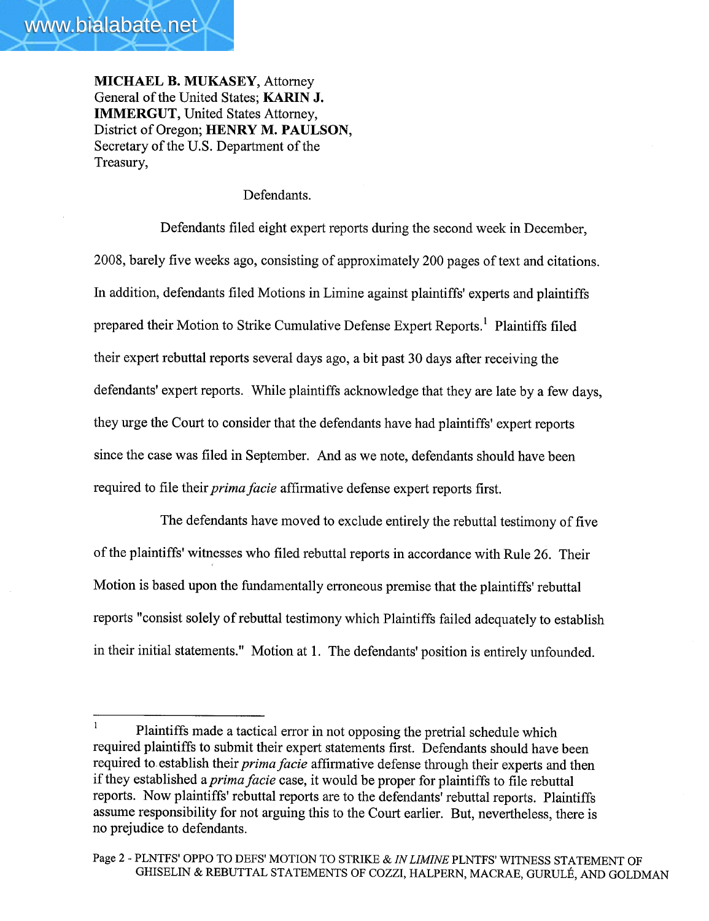**MICHAEL B. MUKASEY**, Attorney General of the United States; **KARIN J. IMMERGUT**, United States Attorney, District of Oregon; **HENRY M. PAULSON**, Secretary of the U.S. Department of the Treasury,

Defendants.

Defendants filed eight expert reports during the second week in December, 2008, barely five weeks ago, consisting of approximately 200 pages of text and citations. In addition, defendants filed Motions in Limine against plaintiffs' experts and plaintiffs prepared their Motion to Strike Cumulative Defense Expert Reports.[1] Plaintiffs filed their expert rebuttal reports several days ago, a bit past 30 days after receiving the defendants' expert reports. While plaintiffs acknowledge that they are late by a few days, they urge the Court to consider that the defendants have had plaintiffs' expert reports since the case was filed in September. And as we note, defendants should have been required to file their *prima facie* affirmative defense expert reports first.

The defendants have moved to exclude entirely the rebuttal testimony of five of the plaintiffs' witnesses who filed rebuttal reports in accordance with Rule 26. Their Motion is based upon the fundamentally erroneous premise that the plaintiffs' rebuttal reports "consist solely of rebuttal testimony which Plaintiffs failed adequately to establish in their initial statements." Motion at 1. The defendants' position is entirely unfounded.

[1] Plaintiffs made a tactical error in not opposing the pretrial schedule which required plaintiffs to submit their expert statements first. Defendants should have been required to establish their *prima facie* affirmative defense through their experts and then if they established a *prima facie* case, it would be proper for plaintiffs to file rebuttal reports. Now plaintiffs' rebuttal reports are to the defendants' rebuttal reports. Plaintiffs assume responsibility for not arguing this to the Court earlier. But, nevertheless, there is no prejudice to defendants.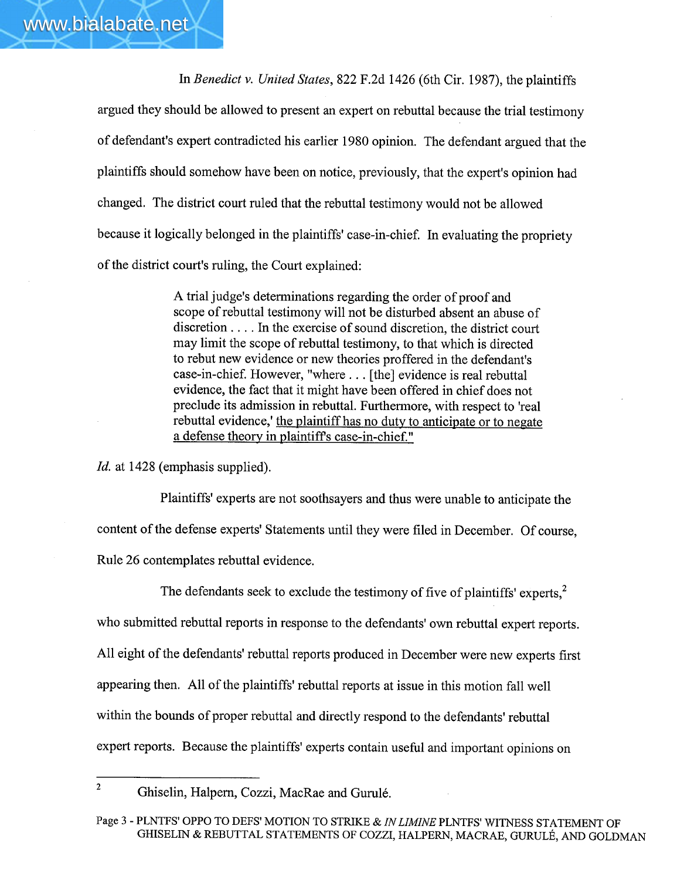In *Benedict v. United States*, 822 F.2d 1426 (6th Cir. 1987), the plaintiffs argued they should be allowed to present an expert on rebuttal because the trial testimony of defendant's expert contradicted his earlier 1980 opinion. The defendant argued that the plaintiffs should somehow have been on notice, previously, that the expert's opinion had changed. The district court ruled that the rebuttal testimony would not be allowed because it logically belonged in the plaintiffs' case-in-chief. In evaluating the propriety of the district court's ruling, the Court explained:

> A trial judge's determinations regarding the order of proof and scope of rebuttal testimony will not be disturbed absent an abuse of discretion . . . . In the exercise of sound discretion, the district court may limit the scope of rebuttal testimony, to that which is directed to rebut new evidence or new theories proffered in the defendant's case-in-chief. However, "where . . . [the] evidence is real rebuttal evidence, the fact that it might have been offered in chief does not preclude its admission in rebuttal. Furthermore, with respect to 'real rebuttal evidence,' <u>the plaintiff has no duty to anticipate or to negate a defense theory in plaintiff's case-in-chief."</u>

*Id.* at 1428 (emphasis supplied).

Plaintiffs' experts are not soothsayers and thus were unable to anticipate the content of the defense experts' Statements until they were filed in December. Of course, Rule 26 contemplates rebuttal evidence.

The defendants seek to exclude the testimony of five of plaintiffs' experts,[2] who submitted rebuttal reports in response to the defendants' own rebuttal expert reports. All eight of the defendants' rebuttal reports produced in December were new experts first appearing then. All of the plaintiffs' rebuttal reports at issue in this motion fall well within the bounds of proper rebuttal and directly respond to the defendants' rebuttal expert reports. Because the plaintiffs' experts contain useful and important opinions on

---

[2] Ghiselin, Halpern, Cozzi, MacRae and Gurulé.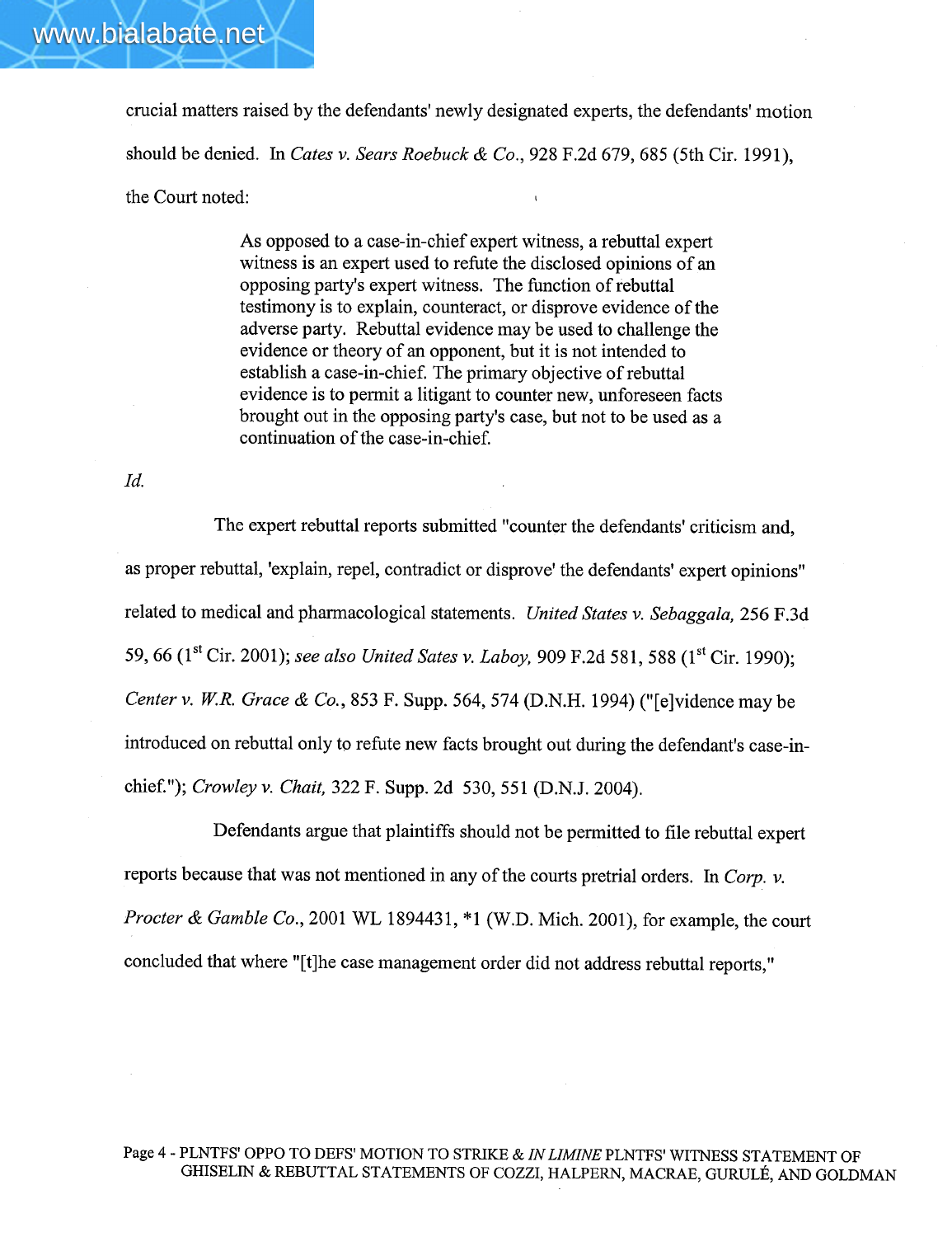crucial matters raised by the defendants' newly designated experts, the defendants' motion should be denied. In *Cates v. Sears Roebuck & Co.*, 928 F.2d 679, 685 (5th Cir. 1991), the Court noted:

> As opposed to a case-in-chief expert witness, a rebuttal expert witness is an expert used to refute the disclosed opinions of an opposing party's expert witness. The function of rebuttal testimony is to explain, counteract, or disprove evidence of the adverse party. Rebuttal evidence may be used to challenge the evidence or theory of an opponent, but it is not intended to establish a case-in-chief. The primary objective of rebuttal evidence is to permit a litigant to counter new, unforeseen facts brought out in the opposing party's case, but not to be used as a continuation of the case-in-chief.

*Id.*

The expert rebuttal reports submitted "counter the defendants' criticism and, as proper rebuttal, 'explain, repel, contradict or disprove' the defendants' expert opinions" related to medical and pharmacological statements. *United States v. Sebaggala,* 256 F.3d 59, 66 (1st Cir. 2001); *see also United Sates v. Laboy,* 909 F.2d 581, 588 (1st Cir. 1990); *Center v. W.R. Grace & Co.*, 853 F. Supp. 564, 574 (D.N.H. 1994) ("[e]vidence may be introduced on rebuttal only to refute new facts brought out during the defendant's case-in-chief."); *Crowley v. Chait,* 322 F. Supp. 2d 530, 551 (D.N.J. 2004).

Defendants argue that plaintiffs should not be permitted to file rebuttal expert reports because that was not mentioned in any of the courts pretrial orders. In *Corp. v. Procter & Gamble Co.*, 2001 WL 1894431, *1 (W.D. Mich. 2001), for example, the court concluded that where "[t]he case management order did not address rebuttal reports,"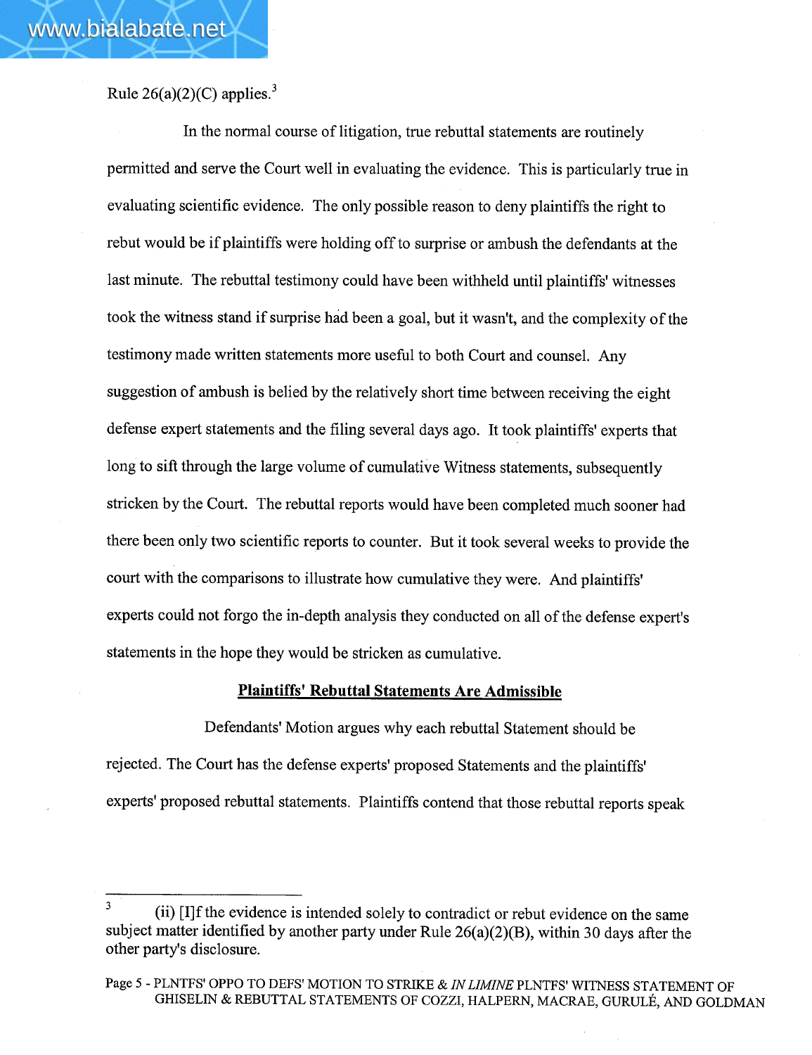Rule 26(a)(2)(C) applies.[3]

In the normal course of litigation, true rebuttal statements are routinely permitted and serve the Court well in evaluating the evidence. This is particularly true in evaluating scientific evidence. The only possible reason to deny plaintiffs the right to rebut would be if plaintiffs were holding off to surprise or ambush the defendants at the last minute. The rebuttal testimony could have been withheld until plaintiffs' witnesses took the witness stand if surprise had been a goal, but it wasn't, and the complexity of the testimony made written statements more useful to both Court and counsel. Any suggestion of ambush is belied by the relatively short time between receiving the eight defense expert statements and the filing several days ago. It took plaintiffs' experts that long to sift through the large volume of cumulative Witness statements, subsequently stricken by the Court. The rebuttal reports would have been completed much sooner had there been only two scientific reports to counter. But it took several weeks to provide the court with the comparisons to illustrate how cumulative they were. And plaintiffs' experts could not forgo the in-depth analysis they conducted on all of the defense expert's statements in the hope they would be stricken as cumulative.

**Plaintiffs' Rebuttal Statements Are Admissible**

Defendants' Motion argues why each rebuttal Statement should be rejected. The Court has the defense experts' proposed Statements and the plaintiffs' experts' proposed rebuttal statements. Plaintiffs contend that those rebuttal reports speak

---

[3] (ii) [I]f the evidence is intended solely to contradict or rebut evidence on the same subject matter identified by another party under Rule 26(a)(2)(B), within 30 days after the other party's disclosure.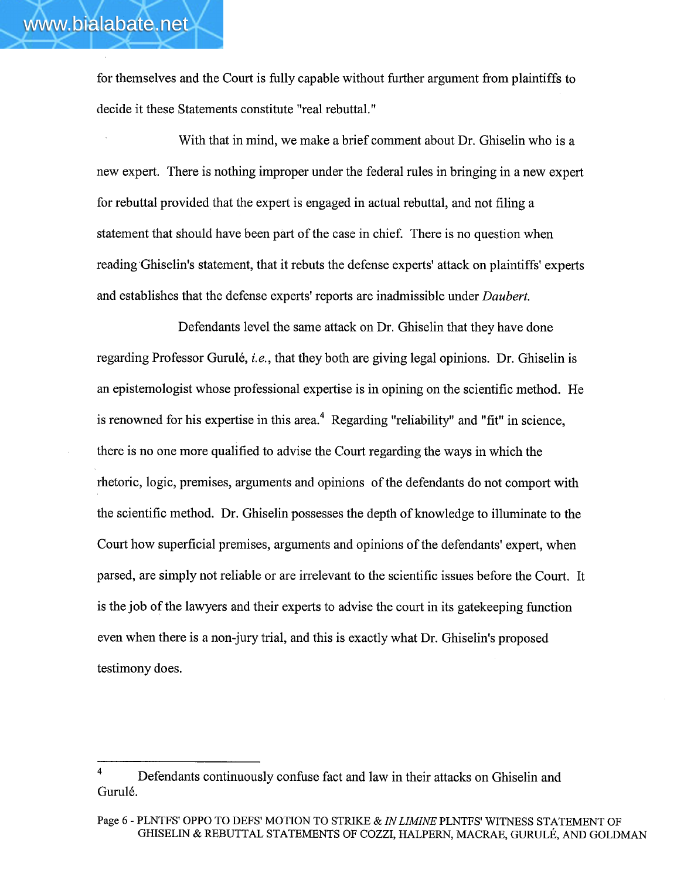for themselves and the Court is fully capable without further argument from plaintiffs to decide it these Statements constitute "real rebuttal."

With that in mind, we make a brief comment about Dr. Ghiselin who is a new expert. There is nothing improper under the federal rules in bringing in a new expert for rebuttal provided that the expert is engaged in actual rebuttal, and not filing a statement that should have been part of the case in chief. There is no question when reading Ghiselin's statement, that it rebuts the defense experts' attack on plaintiffs' experts and establishes that the defense experts' reports are inadmissible under *Daubert.*

Defendants level the same attack on Dr. Ghiselin that they have done regarding Professor Gurulé, *i.e.*, that they both are giving legal opinions. Dr. Ghiselin is an epistemologist whose professional expertise is in opining on the scientific method. He is renowned for his expertise in this area.[4] Regarding "reliability" and "fit" in science, there is no one more qualified to advise the Court regarding the ways in which the rhetoric, logic, premises, arguments and opinions of the defendants do not comport with the scientific method. Dr. Ghiselin possesses the depth of knowledge to illuminate to the Court how superficial premises, arguments and opinions of the defendants' expert, when parsed, are simply not reliable or are irrelevant to the scientific issues before the Court. It is the job of the lawyers and their experts to advise the court in its gatekeeping function even when there is a non-jury trial, and this is exactly what Dr. Ghiselin's proposed testimony does.

---

[4] Defendants continuously confuse fact and law in their attacks on Ghiselin and Gurulé.

Page 6 - PLNTFS' OPPO TO DEFS' MOTION TO STRIKE & *IN LIMINE* PLNTFS' WITNESS STATEMENT OF GHISELIN & REBUTTAL STATEMENTS OF COZZI, HALPERN, MACRAE, GURULÉ, AND GOLDMAN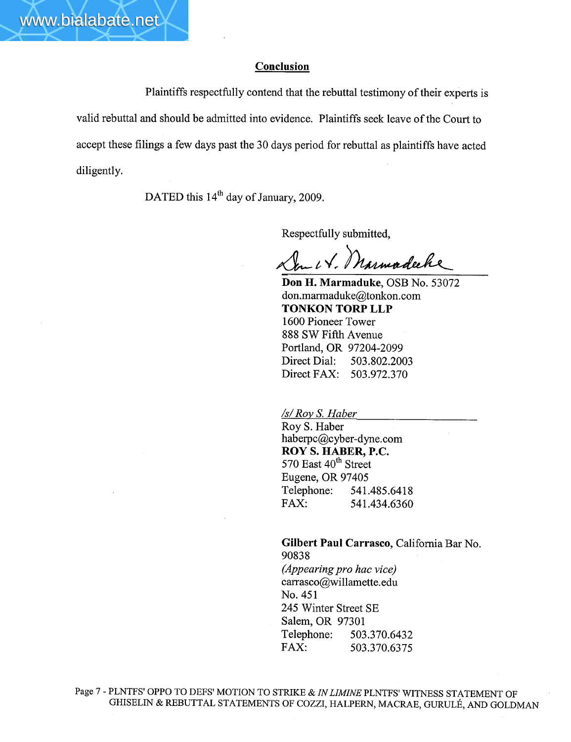## Conclusion

Plaintiffs respectfully contend that the rebuttal testimony of their experts is valid rebuttal and should be admitted into evidence. Plaintiffs seek leave of the Court to accept these filings a few days past the 30 days period for rebuttal as plaintiffs have acted diligently.

DATED this 14th day of January, 2009.

Respectfully submitted,

Don H. Marmaduke

**Don H. Marmaduke**, OSB No. 53072
don.marmaduke@tonkon.com
**TONKON TORP LLP**
1600 Pioneer Tower
888 SW Fifth Avenue
Portland, OR 97204-2099
Direct Dial: 503.802.2003
Direct FAX: 503.972.370

*/s/ Roy S. Haber*
Roy S. Haber
haberpc@cyber-dyne.com
**ROY S. HABER, P.C.**
570 East 40th Street
Eugene, OR 97405
Telephone: 541.485.6418
FAX: 541.434.6360

**Gilbert Paul Carrasco**, California Bar No. 90838
*(Appearing pro hac vice)*
carrasco@willamette.edu
No. 451
245 Winter Street SE
Salem, OR 97301
Telephone: 503.370.6432
FAX: 503.370.6375

Page 7 - PLNTFS' OPPO TO DEFS' MOTION TO STRIKE & *IN LIMINE* PLNTFS' WITNESS STATEMENT OF GHISELIN & REBUTTAL STATEMENTS OF COZZI, HALPERN, MACRAE, GURULÉ, AND GOLDMAN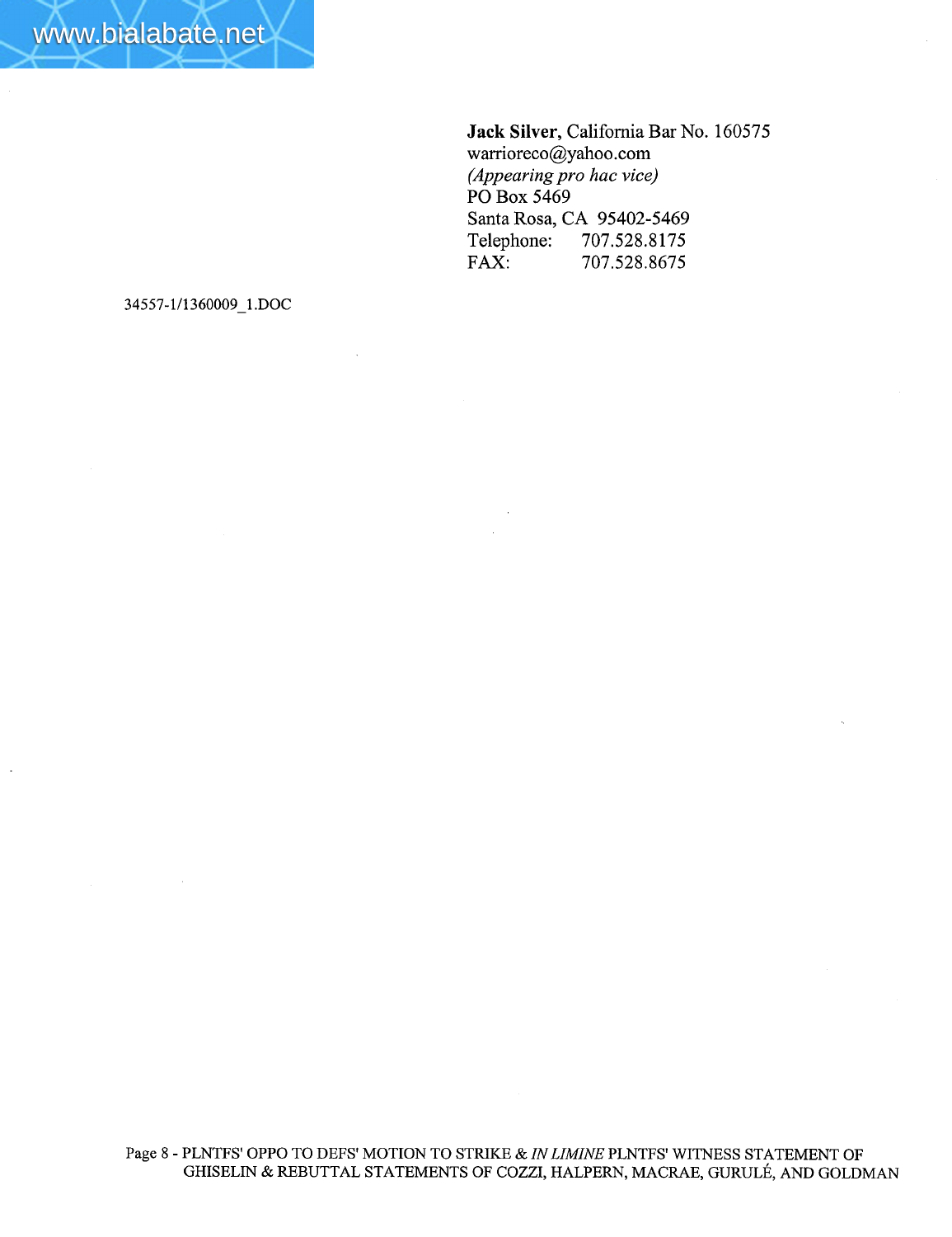**Jack Silver**, California Bar No. 160575
warrioreco@yahoo.com
*(Appearing pro hac vice)*
PO Box 5469
Santa Rosa, CA 95402-5469
Telephone: 707.528.8175
FAX: 707.528.8675

34557-1/1360009_1.DOC